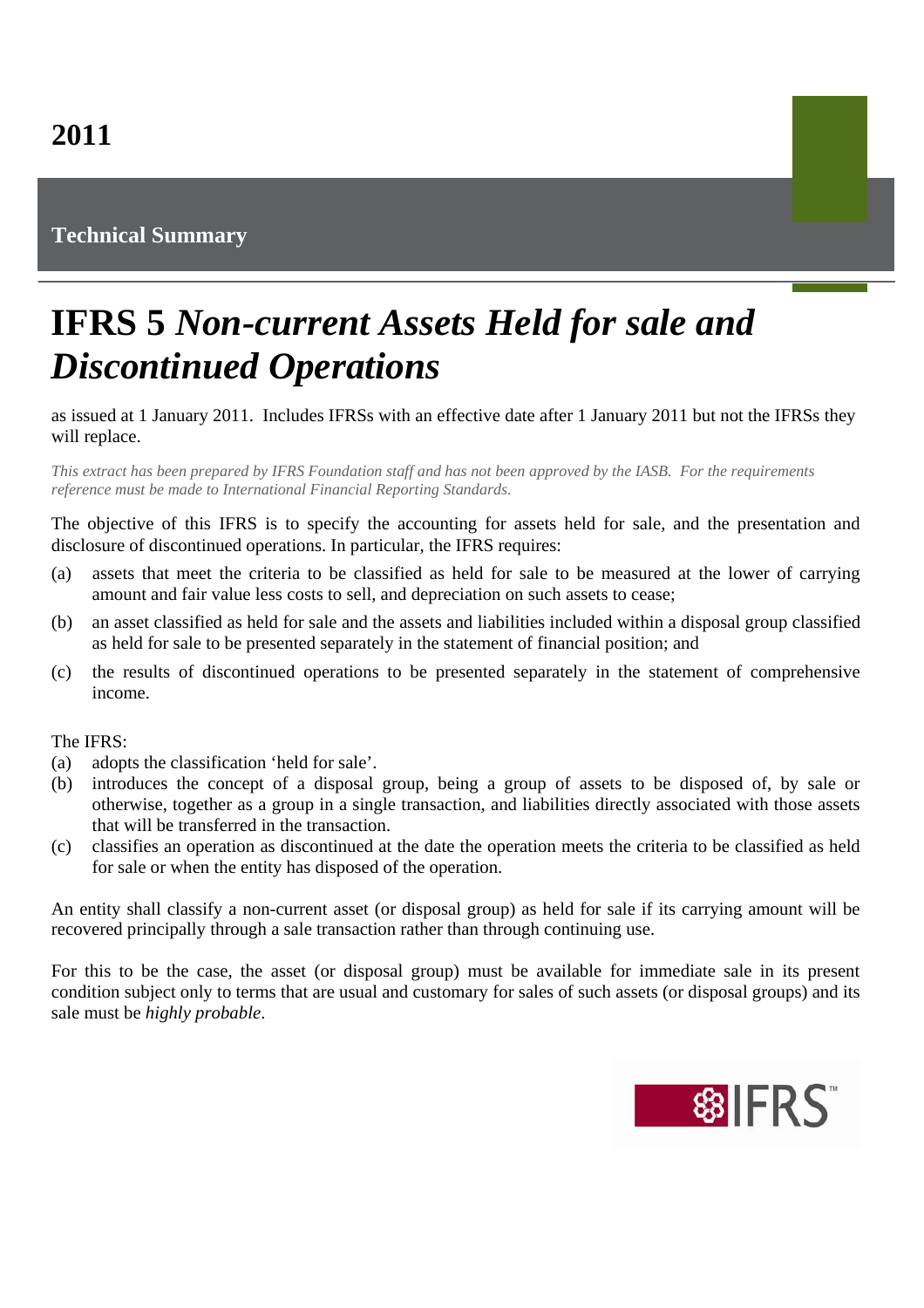**2011**

**Technical Summary**

# IFRS 5 *Non-current Assets Held for sale and Discontinued Operations*

as issued at 1 January 2011. Includes IFRSs with an effective date after 1 January 2011 but not the IFRSs they will replace.

*This extract has been prepared by IFRS Foundation staff and has not been approved by the IASB. For the requirements reference must be made to International Financial Reporting Standards.*

The objective of this IFRS is to specify the accounting for assets held for sale, and the presentation and disclosure of discontinued operations. In particular, the IFRS requires:

(a) assets that meet the criteria to be classified as held for sale to be measured at the lower of carrying amount and fair value less costs to sell, and depreciation on such assets to cease;

(b) an asset classified as held for sale and the assets and liabilities included within a disposal group classified as held for sale to be presented separately in the statement of financial position; and

(c) the results of discontinued operations to be presented separately in the statement of comprehensive income.

The IFRS:

(a) adopts the classification 'held for sale'.

(b) introduces the concept of a disposal group, being a group of assets to be disposed of, by sale or otherwise, together as a group in a single transaction, and liabilities directly associated with those assets that will be transferred in the transaction.

(c) classifies an operation as discontinued at the date the operation meets the criteria to be classified as held for sale or when the entity has disposed of the operation.

An entity shall classify a non-current asset (or disposal group) as held for sale if its carrying amount will be recovered principally through a sale transaction rather than through continuing use.

For this to be the case, the asset (or disposal group) must be available for immediate sale in its present condition subject only to terms that are usual and customary for sales of such assets (or disposal groups) and its sale must be *highly probable*.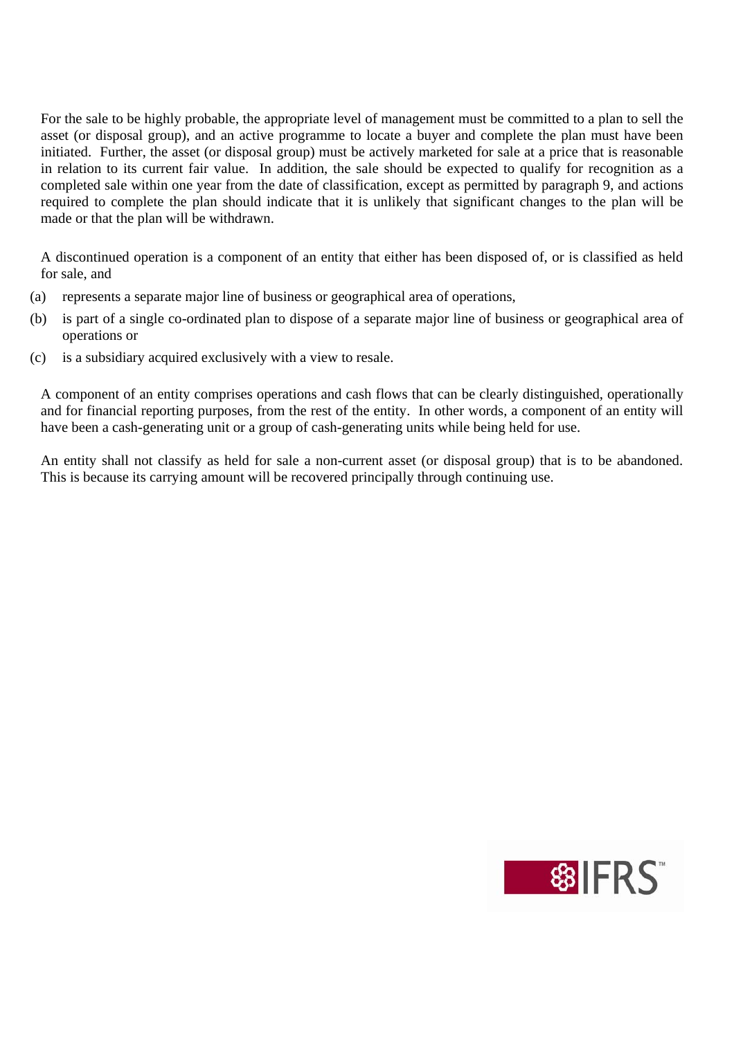For the sale to be highly probable, the appropriate level of management must be committed to a plan to sell the asset (or disposal group), and an active programme to locate a buyer and complete the plan must have been initiated. Further, the asset (or disposal group) must be actively marketed for sale at a price that is reasonable in relation to its current fair value. In addition, the sale should be expected to qualify for recognition as a completed sale within one year from the date of classification, except as permitted by paragraph 9, and actions required to complete the plan should indicate that it is unlikely that significant changes to the plan will be made or that the plan will be withdrawn.

A discontinued operation is a component of an entity that either has been disposed of, or is classified as held for sale, and

(a) represents a separate major line of business or geographical area of operations,

(b) is part of a single co-ordinated plan to dispose of a separate major line of business or geographical area of operations or

(c) is a subsidiary acquired exclusively with a view to resale.

A component of an entity comprises operations and cash flows that can be clearly distinguished, operationally and for financial reporting purposes, from the rest of the entity. In other words, a component of an entity will have been a cash-generating unit or a group of cash-generating units while being held for use.

An entity shall not classify as held for sale a non-current asset (or disposal group) that is to be abandoned. This is because its carrying amount will be recovered principally through continuing use.